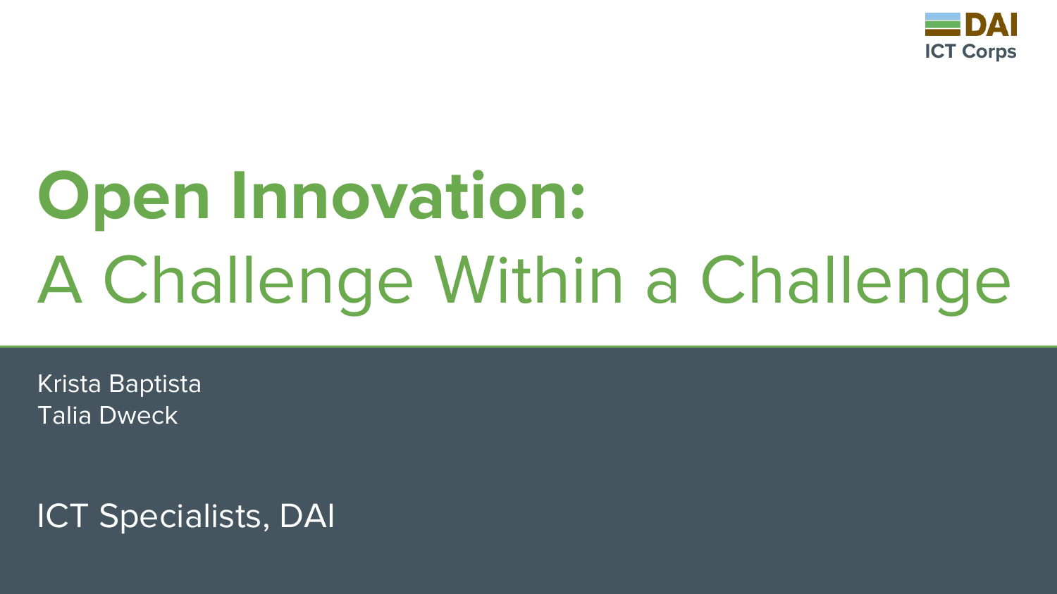DAI ICT Corps

# Open Innovation:
## A Challenge Within a Challenge

Krista Baptista
Talia Dweck

ICT Specialists, DAI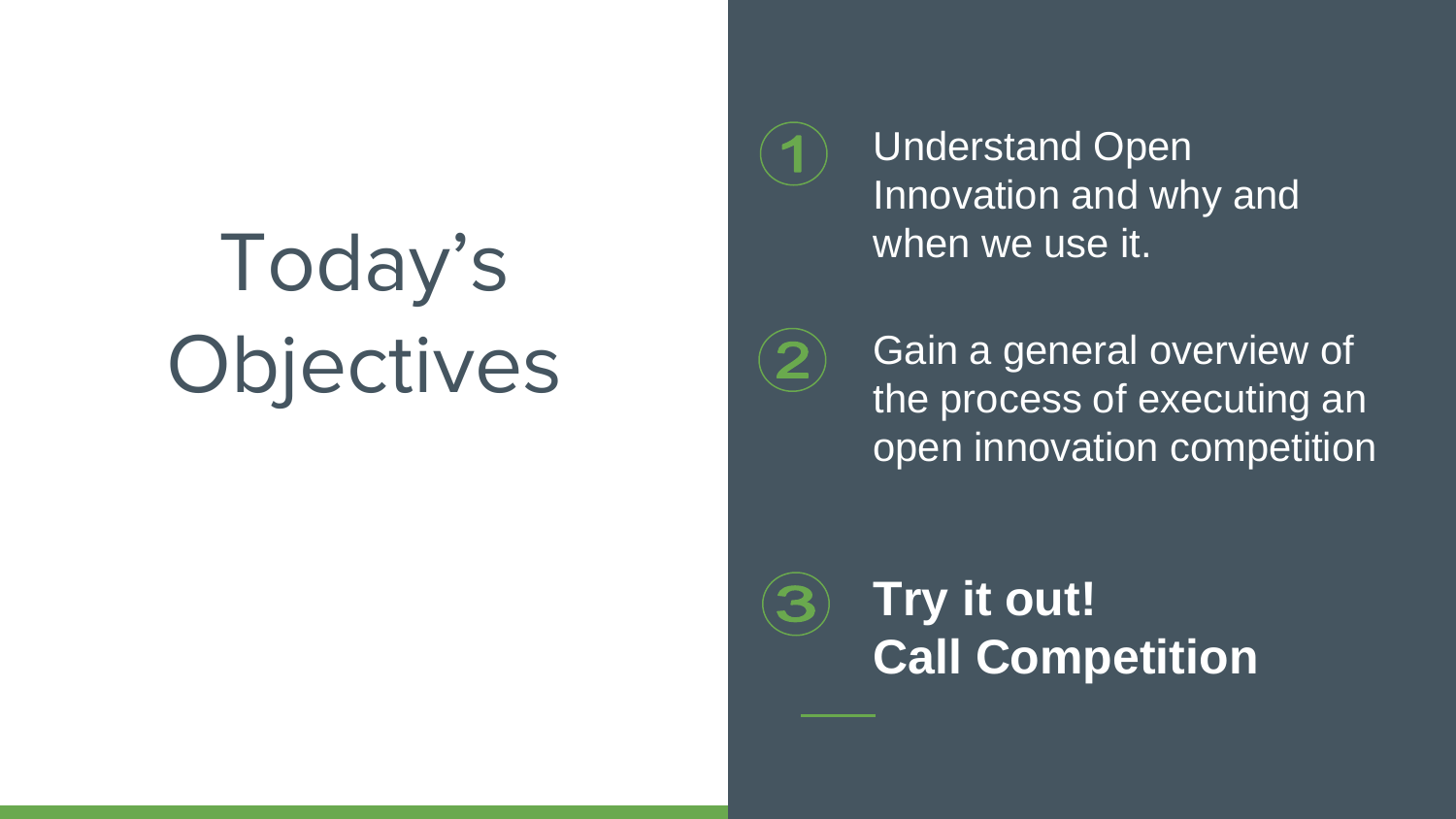# Today's Objectives

1. Understand Open Innovation and why and when we use it.
2. Gain a general overview of the process of executing an open innovation competition
3. **Try it out! Call Competition**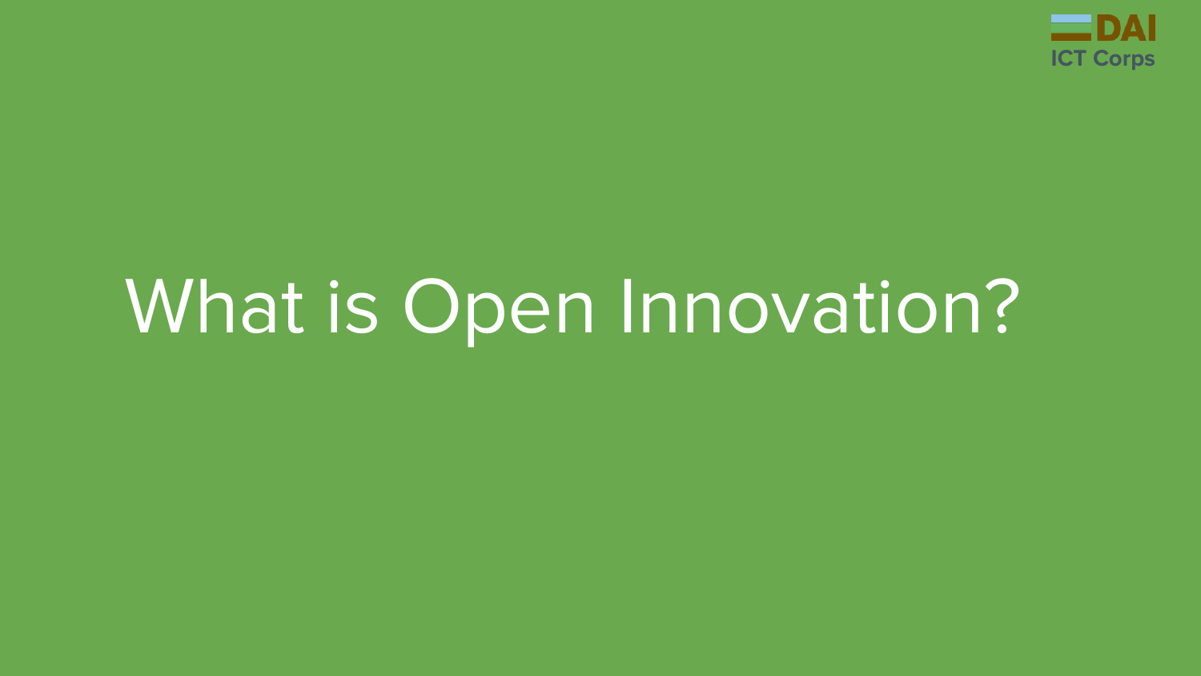# What is Open Innovation?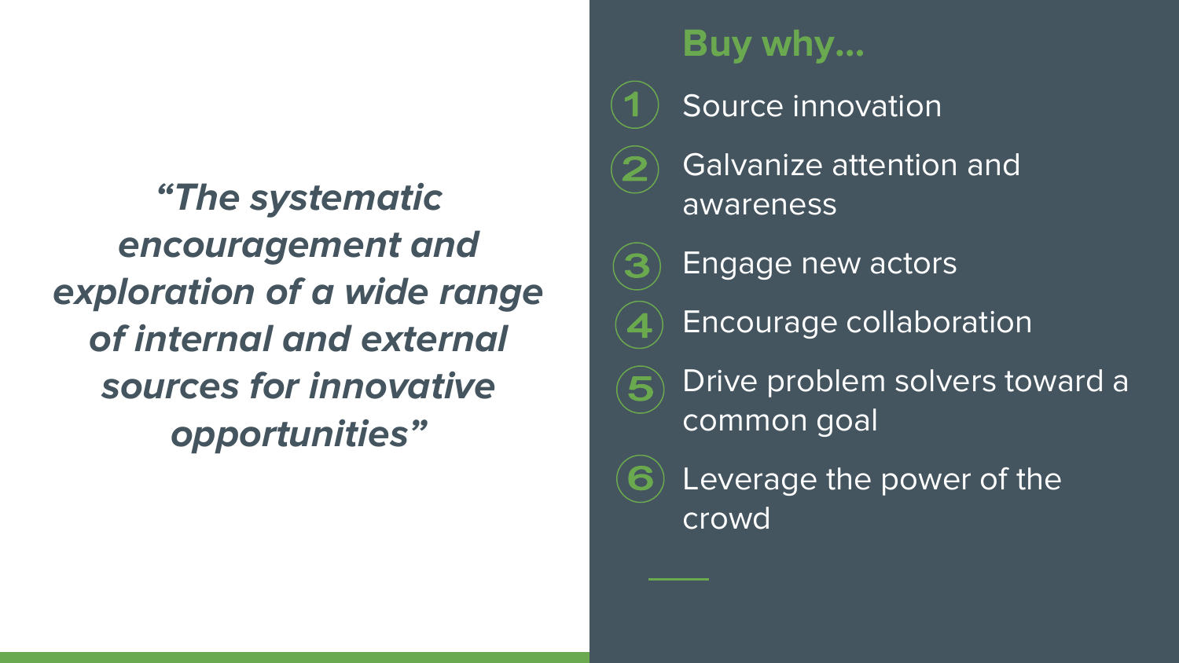***"The systematic encouragement and exploration of a wide range of internal and external sources for innovative opportunities"***

## Buy why...

1. Source innovation
2. Galvanize attention and awareness
3. Engage new actors
4. Encourage collaboration
5. Drive problem solvers toward a common goal
6. Leverage the power of the crowd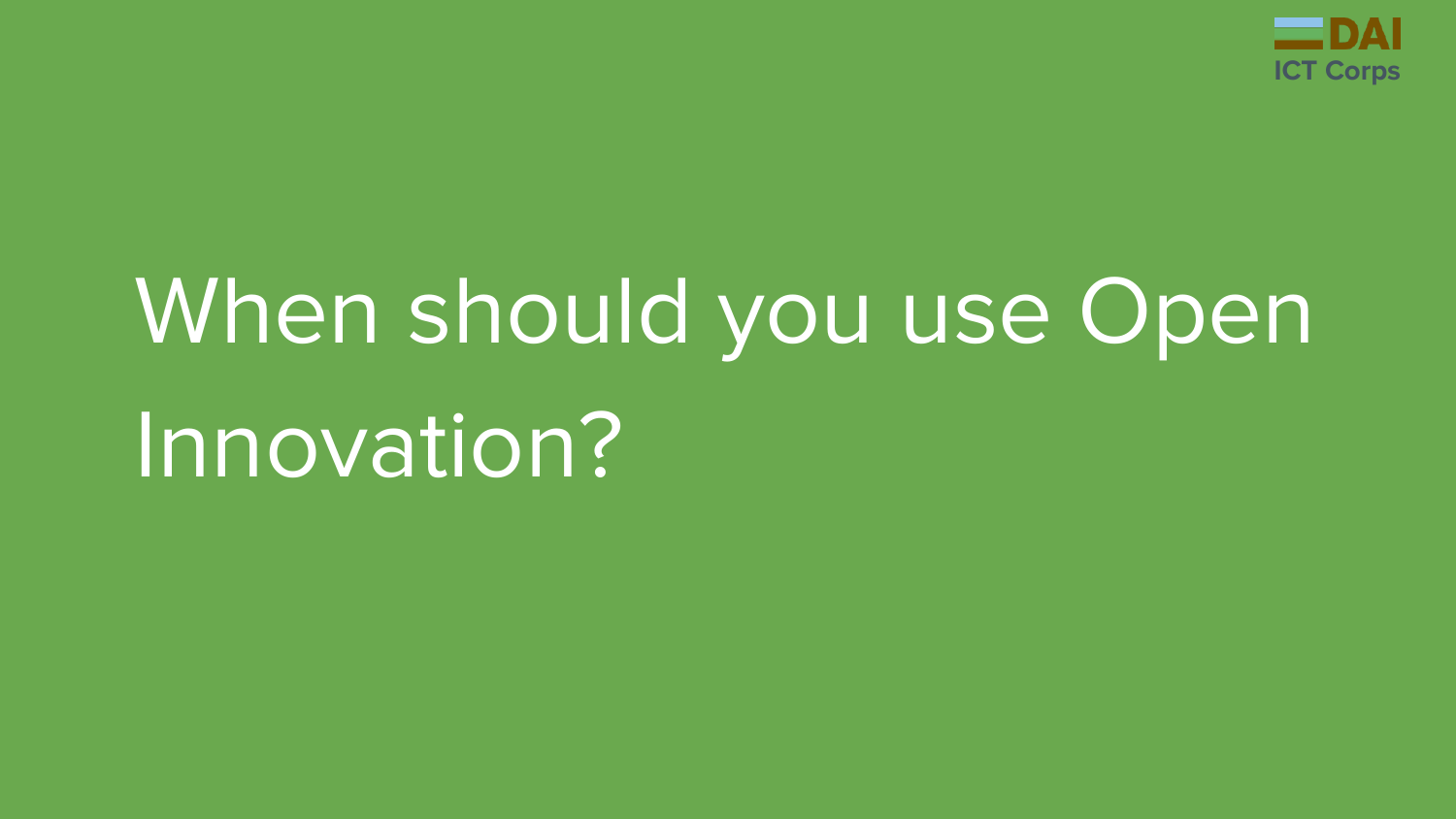# When should you use Open Innovation?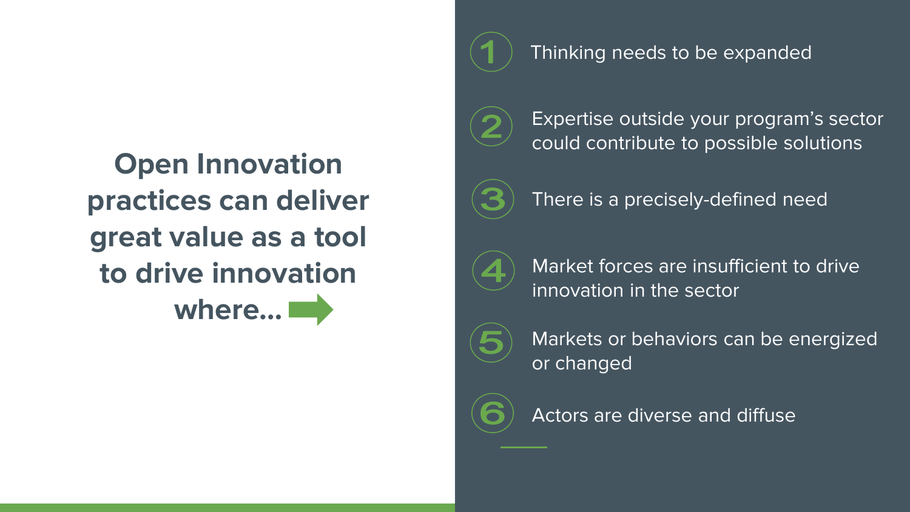## Open Innovation practices can deliver great value as a tool to drive innovation where...

1. Thinking needs to be expanded
2. Expertise outside your program's sector could contribute to possible solutions
3. There is a precisely-defined need
4. Market forces are insufficient to drive innovation in the sector
5. Markets or behaviors can be energized or changed
6. Actors are diverse and diffuse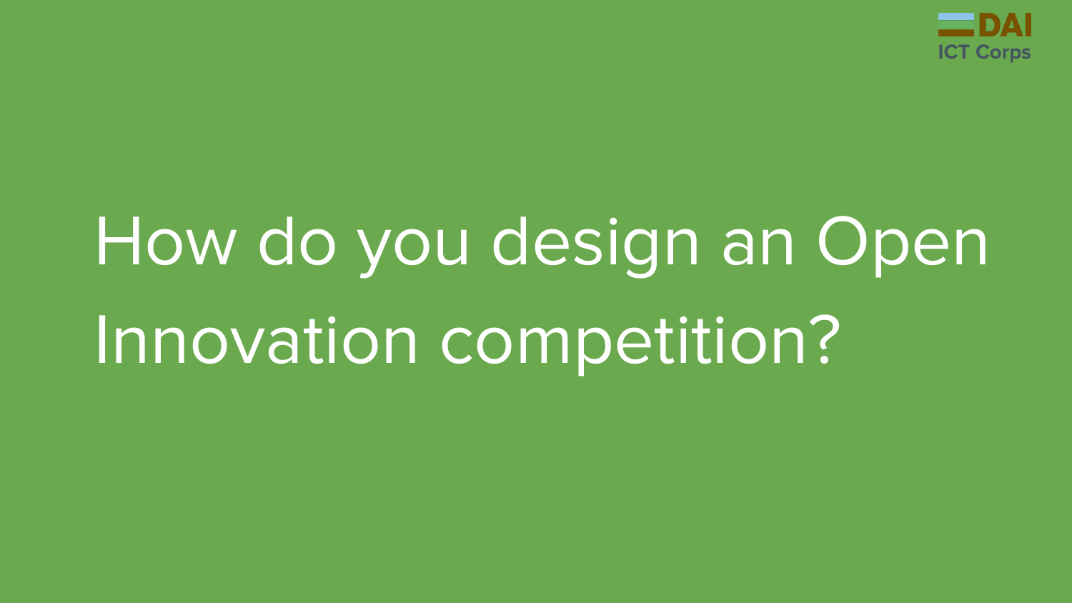# How do you design an Open Innovation competition?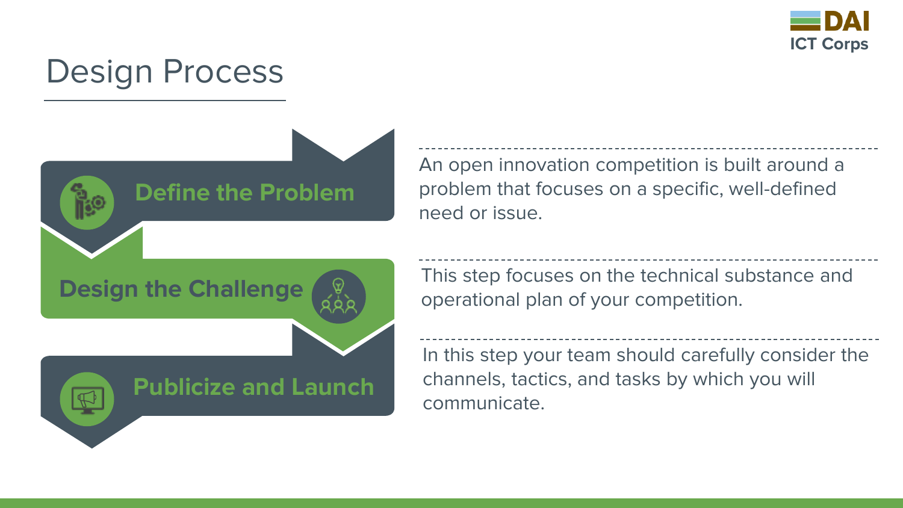# Design Process

**Define the Problem**

An open innovation competition is built around a problem that focuses on a specific, well-defined need or issue.

**Design the Challenge**

This step focuses on the technical substance and operational plan of your competition.

**Publicize and Launch**

In this step your team should carefully consider the channels, tactics, and tasks by which you will communicate.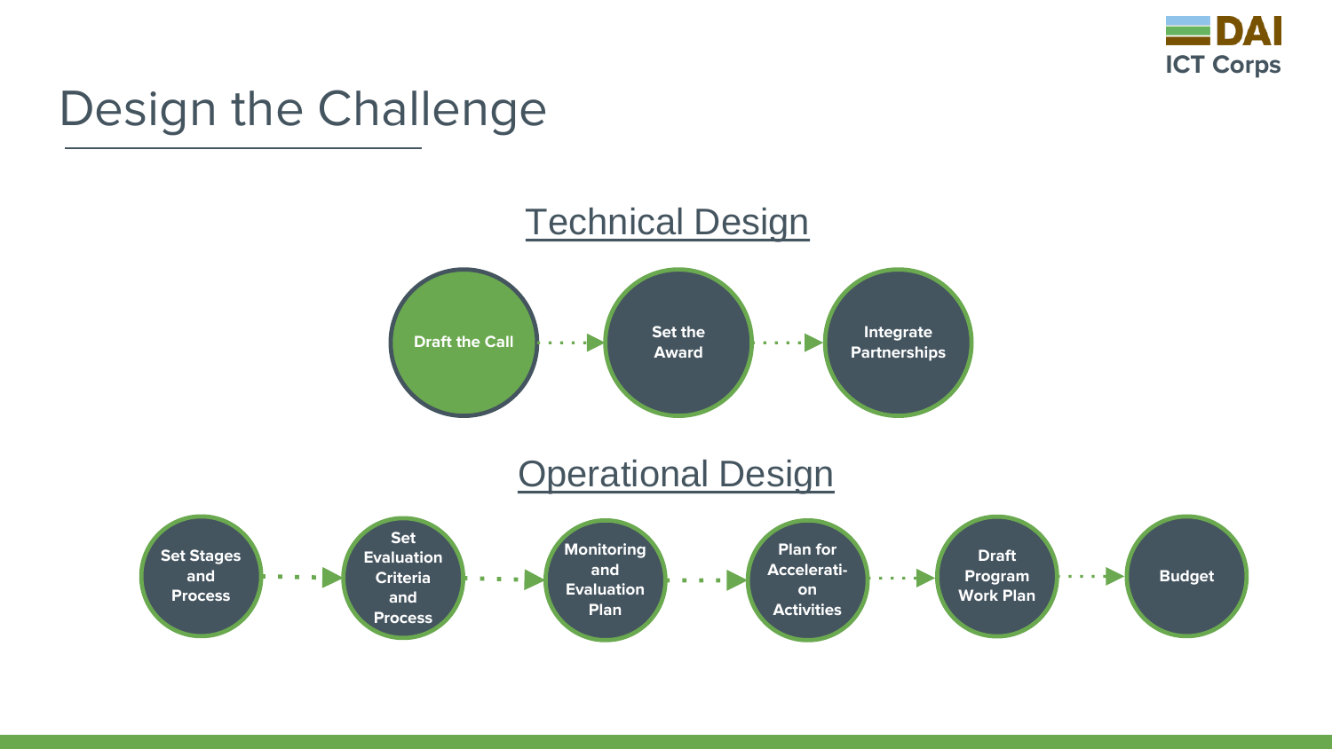# Design the Challenge

## Technical Design

Draft the Call → Set the Award → Integrate Partnerships

## Operational Design

Set Stages and Process → Set Evaluation Criteria and Process → Monitoring and Evaluation Plan → Plan for Accelerati-on Activities → Draft Program Work Plan → Budget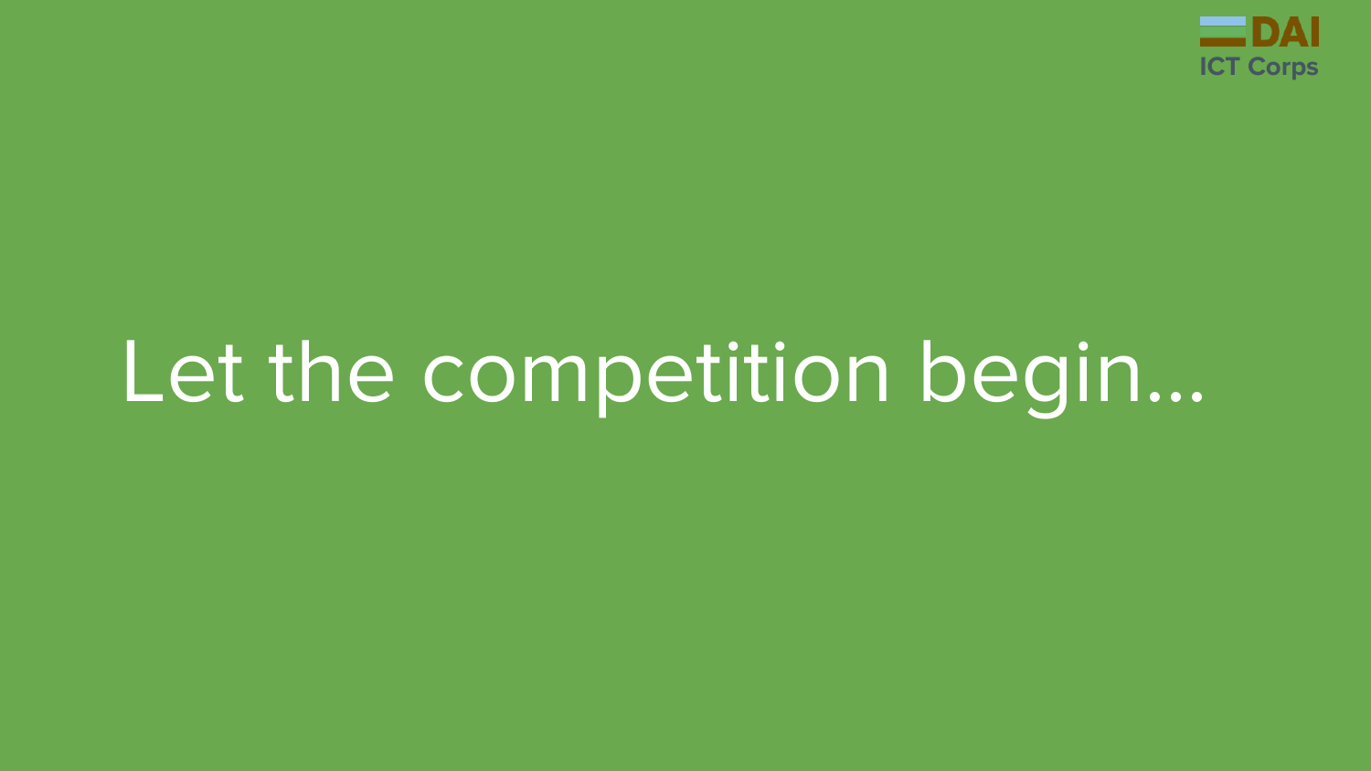# Let the competition begin...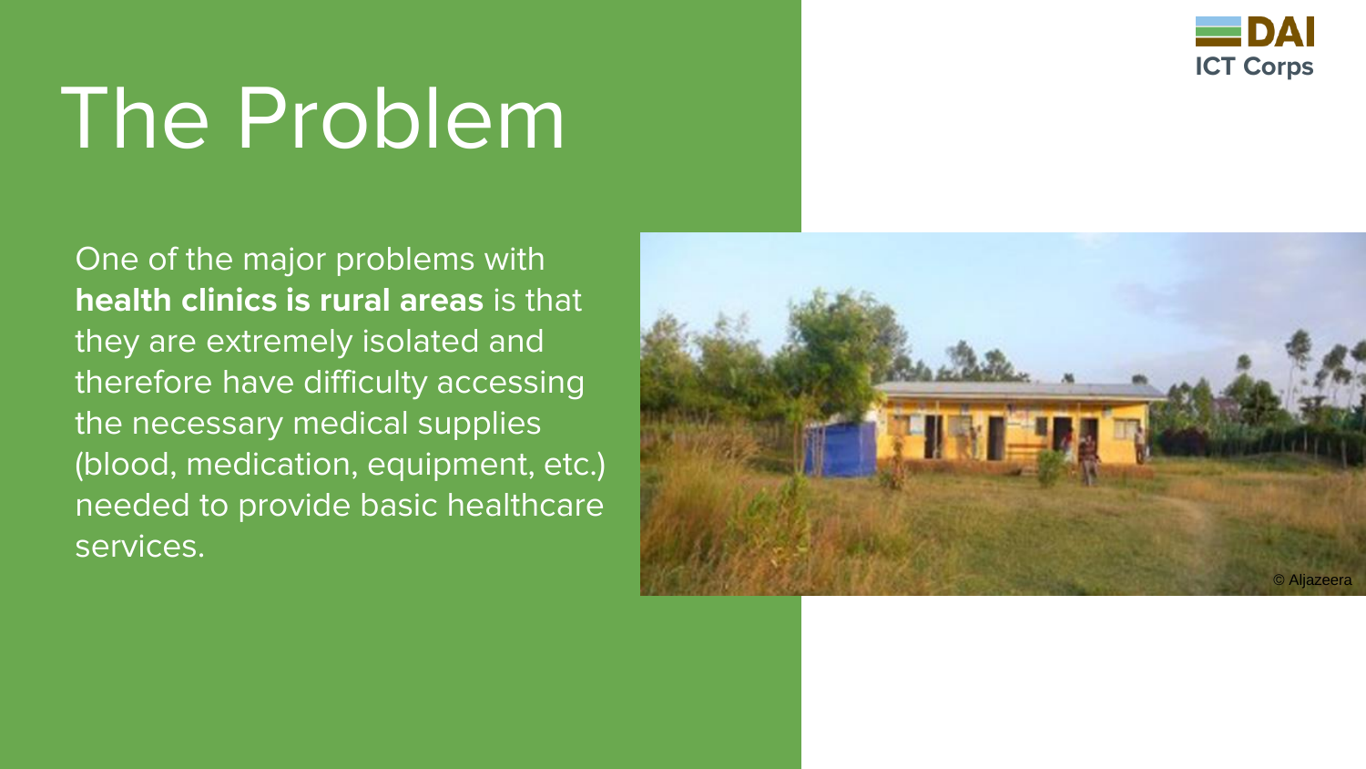# The Problem

One of the major problems with **health clinics is rural areas** is that they are extremely isolated and therefore have difficulty accessing the necessary medical supplies (blood, medication, equipment, etc.) needed to provide basic healthcare services.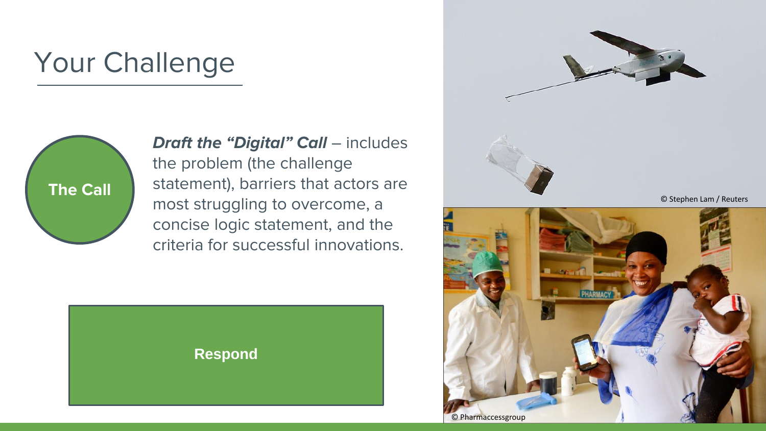# Your Challenge

**The Call**

***Draft the "Digital" Call*** – includes the problem (the challenge statement), barriers that actors are most struggling to overcome, a concise logic statement, and the criteria for successful innovations.

**Respond**

© Stephen Lam / Reuters

© Pharmaccessgroup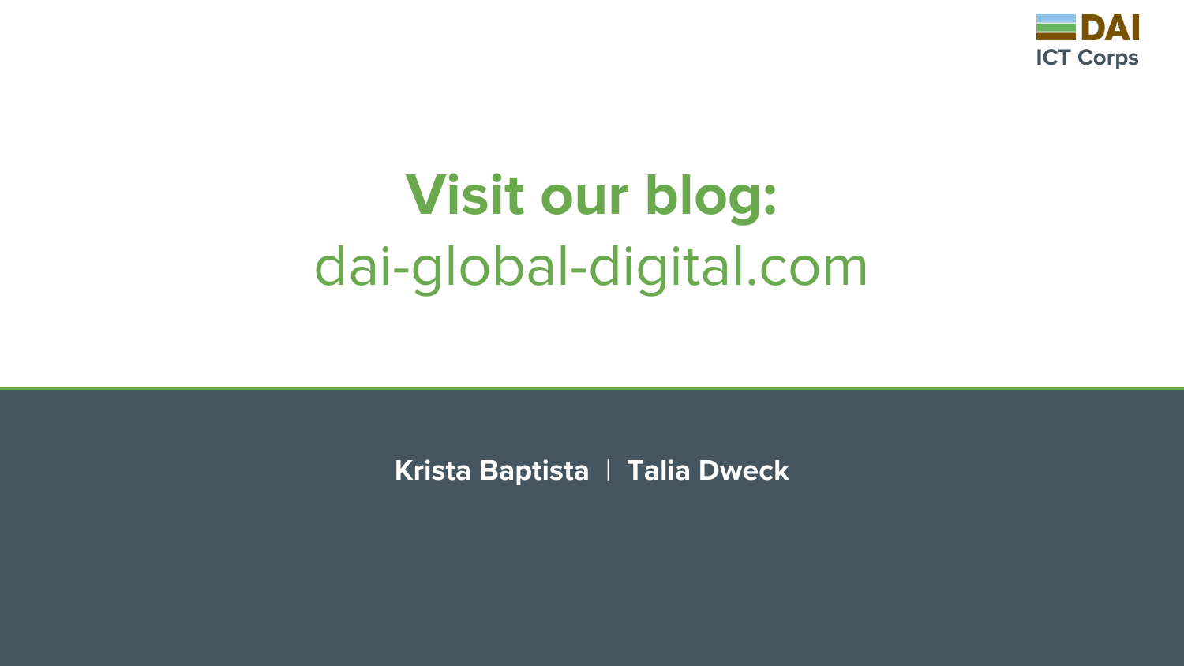DAI

ICT Corps

# Visit our blog:

dai-global-digital.com

**Krista Baptista | Talia Dweck**